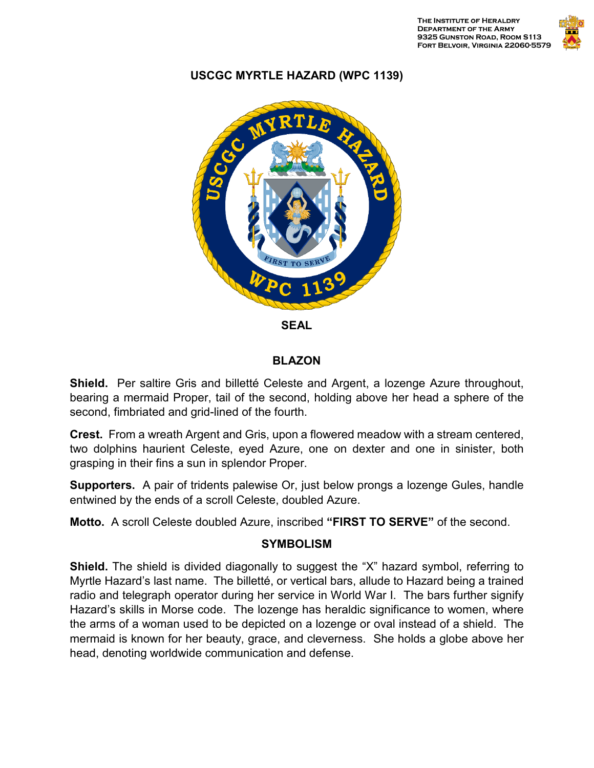The Institute of Heraldry
Department of the Army
9325 Gunston Road, Room S113
Fort Belvoir, Virginia 22060-5579

# USCGC MYRTLE HAZARD (WPC 1139)

SEAL

## BLAZON

**Shield.** Per saltire Gris and billetté Celeste and Argent, a lozenge Azure throughout, bearing a mermaid Proper, tail of the second, holding above her head a sphere of the second, fimbriated and grid-lined of the fourth.

**Crest.** From a wreath Argent and Gris, upon a flowered meadow with a stream centered, two dolphins haurient Celeste, eyed Azure, one on dexter and one in sinister, both grasping in their fins a sun in splendor Proper.

**Supporters.** A pair of tridents palewise Or, just below prongs a lozenge Gules, handle entwined by the ends of a scroll Celeste, doubled Azure.

**Motto.** A scroll Celeste doubled Azure, inscribed **"FIRST TO SERVE"** of the second.

## SYMBOLISM

**Shield.** The shield is divided diagonally to suggest the "X" hazard symbol, referring to Myrtle Hazard's last name. The billetté, or vertical bars, allude to Hazard being a trained radio and telegraph operator during her service in World War I. The bars further signify Hazard's skills in Morse code. The lozenge has heraldic significance to women, where the arms of a woman used to be depicted on a lozenge or oval instead of a shield. The mermaid is known for her beauty, grace, and cleverness. She holds a globe above her head, denoting worldwide communication and defense.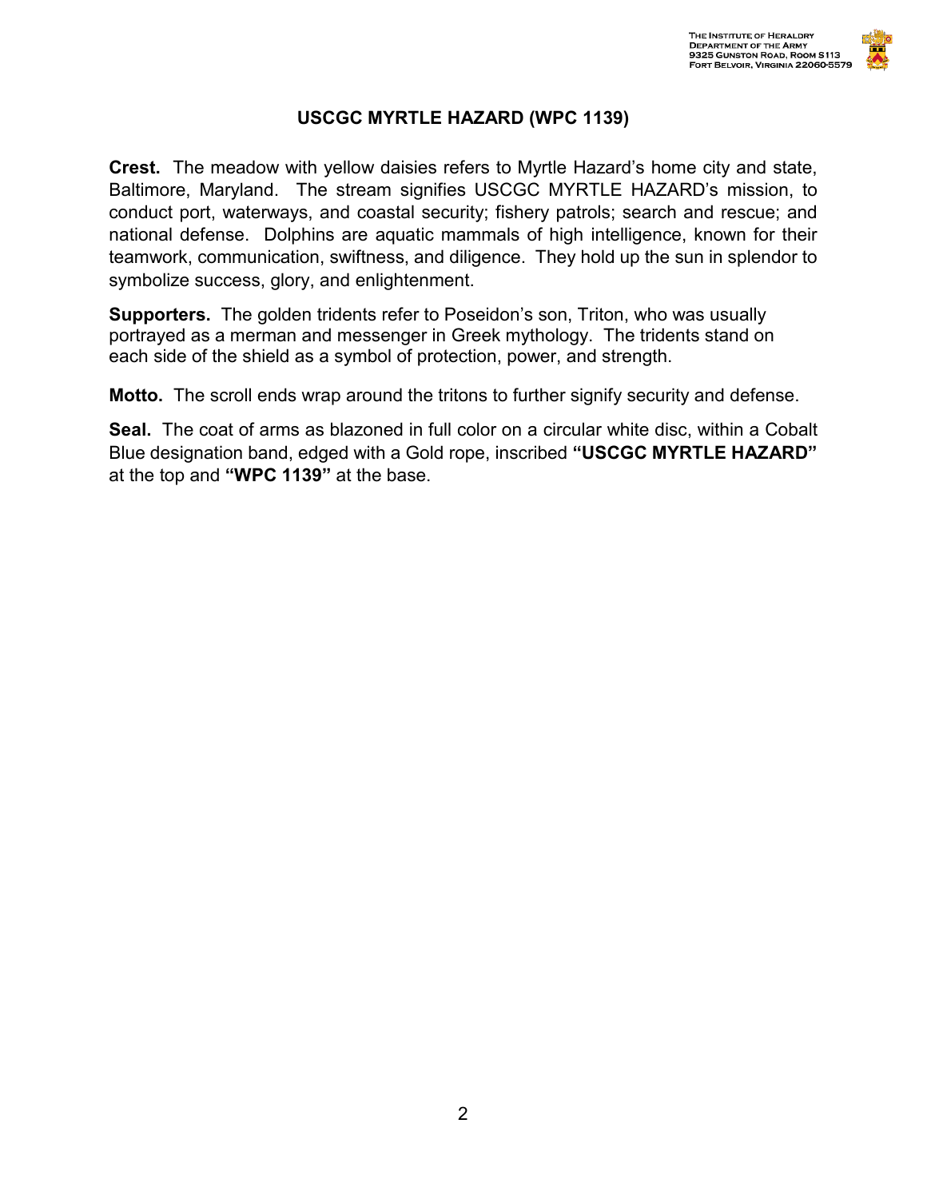## USCGC MYRTLE HAZARD (WPC 1139)

**Crest.** The meadow with yellow daisies refers to Myrtle Hazard's home city and state, Baltimore, Maryland. The stream signifies USCGC MYRTLE HAZARD's mission, to conduct port, waterways, and coastal security; fishery patrols; search and rescue; and national defense. Dolphins are aquatic mammals of high intelligence, known for their teamwork, communication, swiftness, and diligence. They hold up the sun in splendor to symbolize success, glory, and enlightenment.

**Supporters.** The golden tridents refer to Poseidon's son, Triton, who was usually portrayed as a merman and messenger in Greek mythology. The tridents stand on each side of the shield as a symbol of protection, power, and strength.

**Motto.** The scroll ends wrap around the tritons to further signify security and defense.

**Seal.** The coat of arms as blazoned in full color on a circular white disc, within a Cobalt Blue designation band, edged with a Gold rope, inscribed **"USCGC MYRTLE HAZARD"** at the top and **"WPC 1139"** at the base.